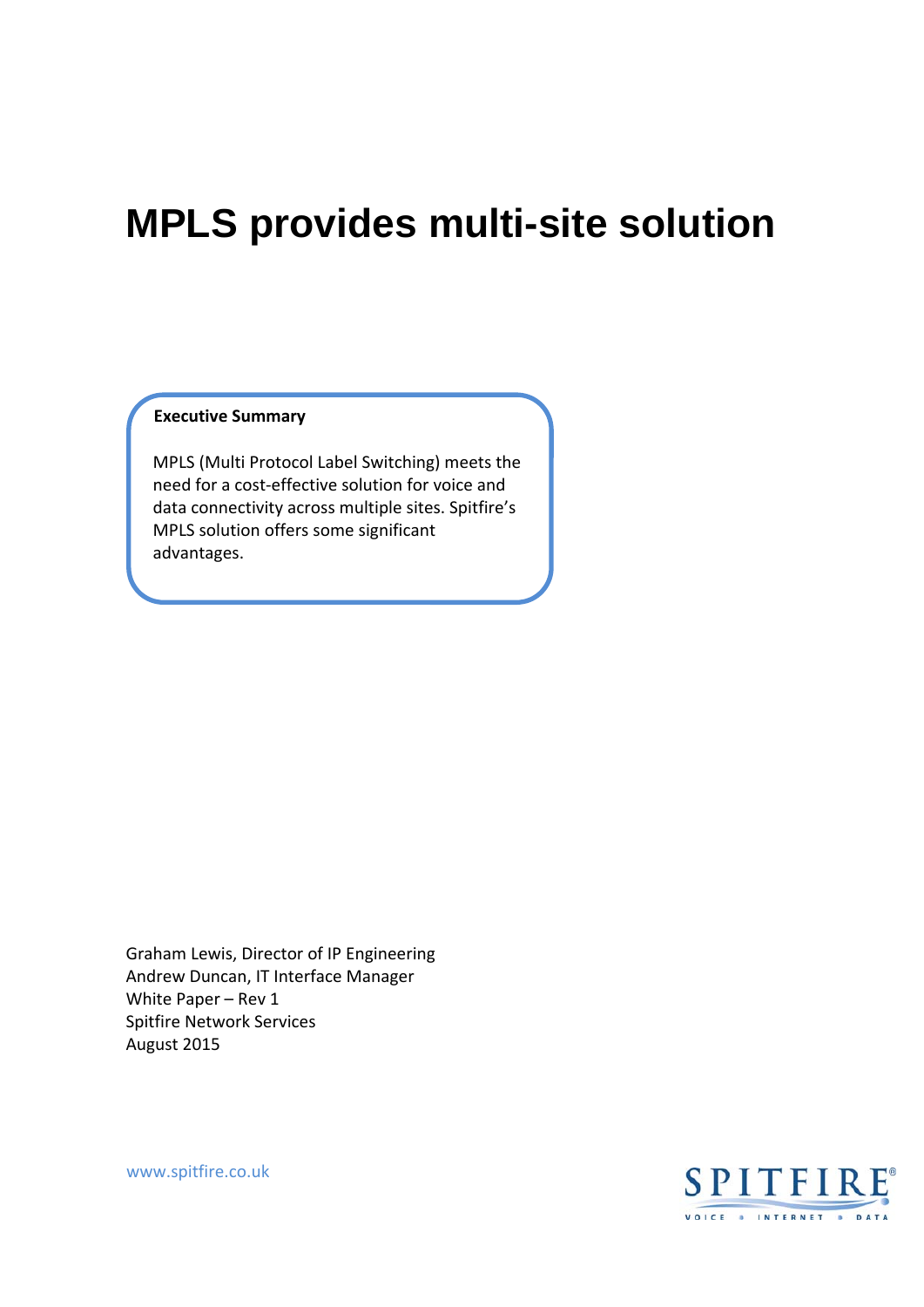# MPLS provides multi-site solution

**Executive Summary**

MPLS (Multi Protocol Label Switching) meets the need for a cost-effective solution for voice and data connectivity across multiple sites. Spitfire's MPLS solution offers some significant advantages.

Graham Lewis, Director of IP Engineering
Andrew Duncan, IT Interface Manager
White Paper – Rev 1
Spitfire Network Services
August 2015

www.spitfire.co.uk

SPITFIRE®
VOICE • INTERNET • DATA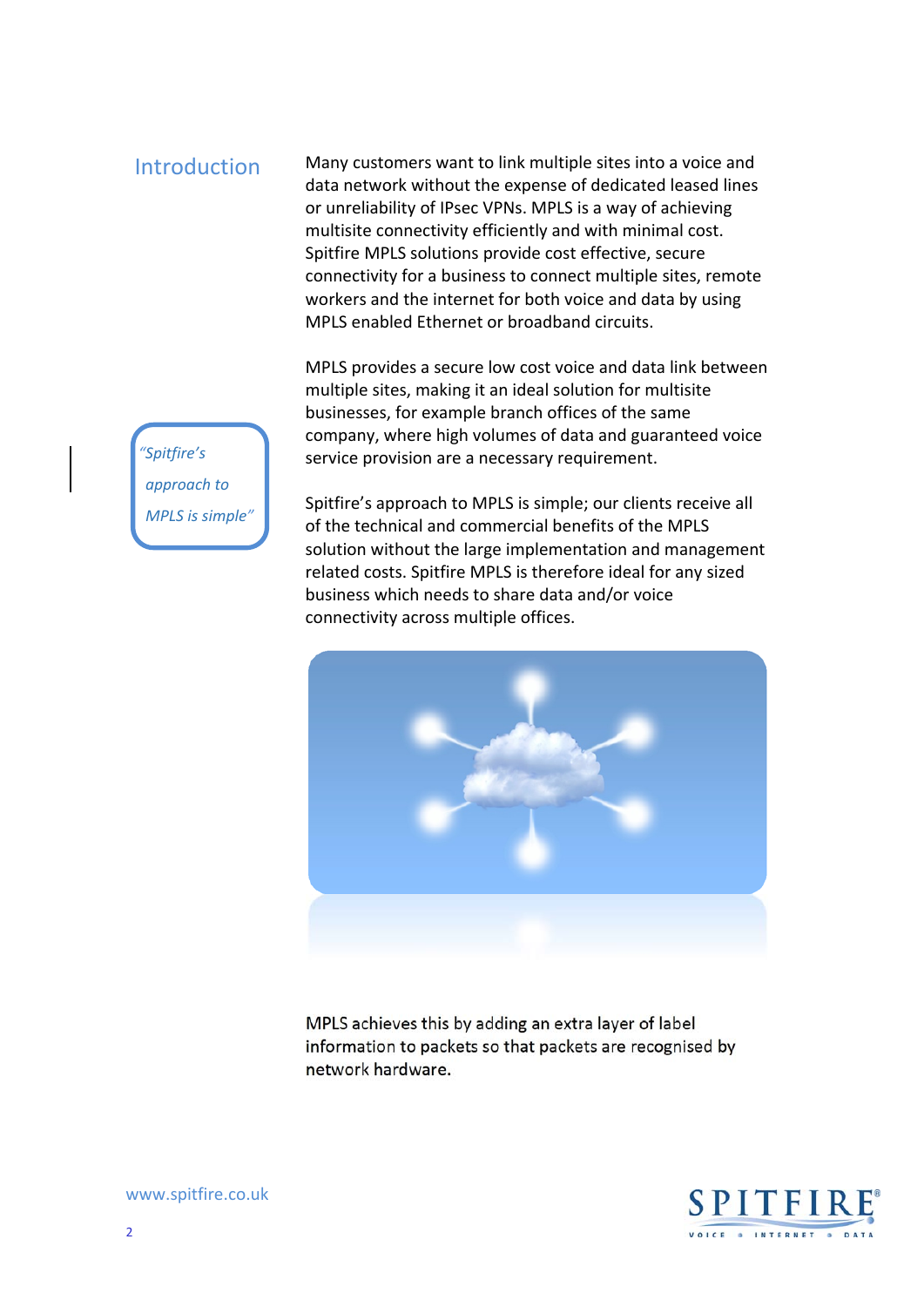## Introduction

Many customers want to link multiple sites into a voice and data network without the expense of dedicated leased lines or unreliability of IPsec VPNs. MPLS is a way of achieving multisite connectivity efficiently and with minimal cost. Spitfire MPLS solutions provide cost effective, secure connectivity for a business to connect multiple sites, remote workers and the internet for both voice and data by using MPLS enabled Ethernet or broadband circuits.

MPLS provides a secure low cost voice and data link between multiple sites, making it an ideal solution for multisite businesses, for example branch offices of the same company, where high volumes of data and guaranteed voice service provision are a necessary requirement.

*"Spitfire's approach to MPLS is simple"*

Spitfire's approach to MPLS is simple; our clients receive all of the technical and commercial benefits of the MPLS solution without the large implementation and management related costs. Spitfire MPLS is therefore ideal for any sized business which needs to share data and/or voice connectivity across multiple offices.

MPLS achieves this by adding an extra layer of label information to packets so that packets are recognised by network hardware.

www.spitfire.co.uk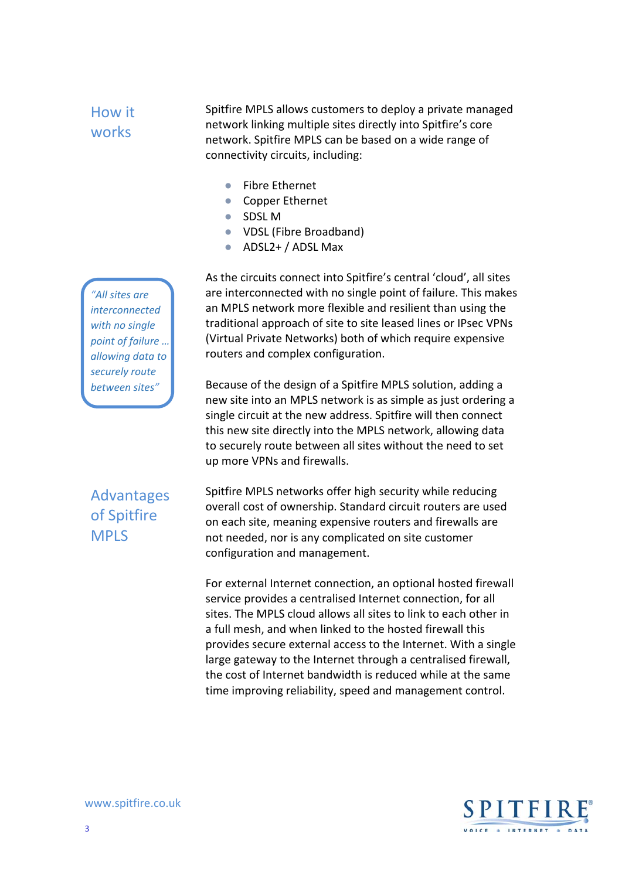## How it works

Spitfire MPLS allows customers to deploy a private managed network linking multiple sites directly into Spitfire's core network. Spitfire MPLS can be based on a wide range of connectivity circuits, including:

- Fibre Ethernet
- Copper Ethernet
- SDSL M
- VDSL (Fibre Broadband)
- ADSL2+ / ADSL Max

> *"All sites are interconnected with no single point of failure … allowing data to securely route between sites"*

As the circuits connect into Spitfire's central 'cloud', all sites are interconnected with no single point of failure. This makes an MPLS network more flexible and resilient than using the traditional approach of site to site leased lines or IPsec VPNs (Virtual Private Networks) both of which require expensive routers and complex configuration.

Because of the design of a Spitfire MPLS solution, adding a new site into an MPLS network is as simple as just ordering a single circuit at the new address. Spitfire will then connect this new site directly into the MPLS network, allowing data to securely route between all sites without the need to set up more VPNs and firewalls.

## Advantages of Spitfire MPLS

Spitfire MPLS networks offer high security while reducing overall cost of ownership. Standard circuit routers are used on each site, meaning expensive routers and firewalls are not needed, nor is any complicated on site customer configuration and management.

For external Internet connection, an optional hosted firewall service provides a centralised Internet connection, for all sites. The MPLS cloud allows all sites to link to each other in a full mesh, and when linked to the hosted firewall this provides secure external access to the Internet. With a single large gateway to the Internet through a centralised firewall, the cost of Internet bandwidth is reduced while at the same time improving reliability, speed and management control.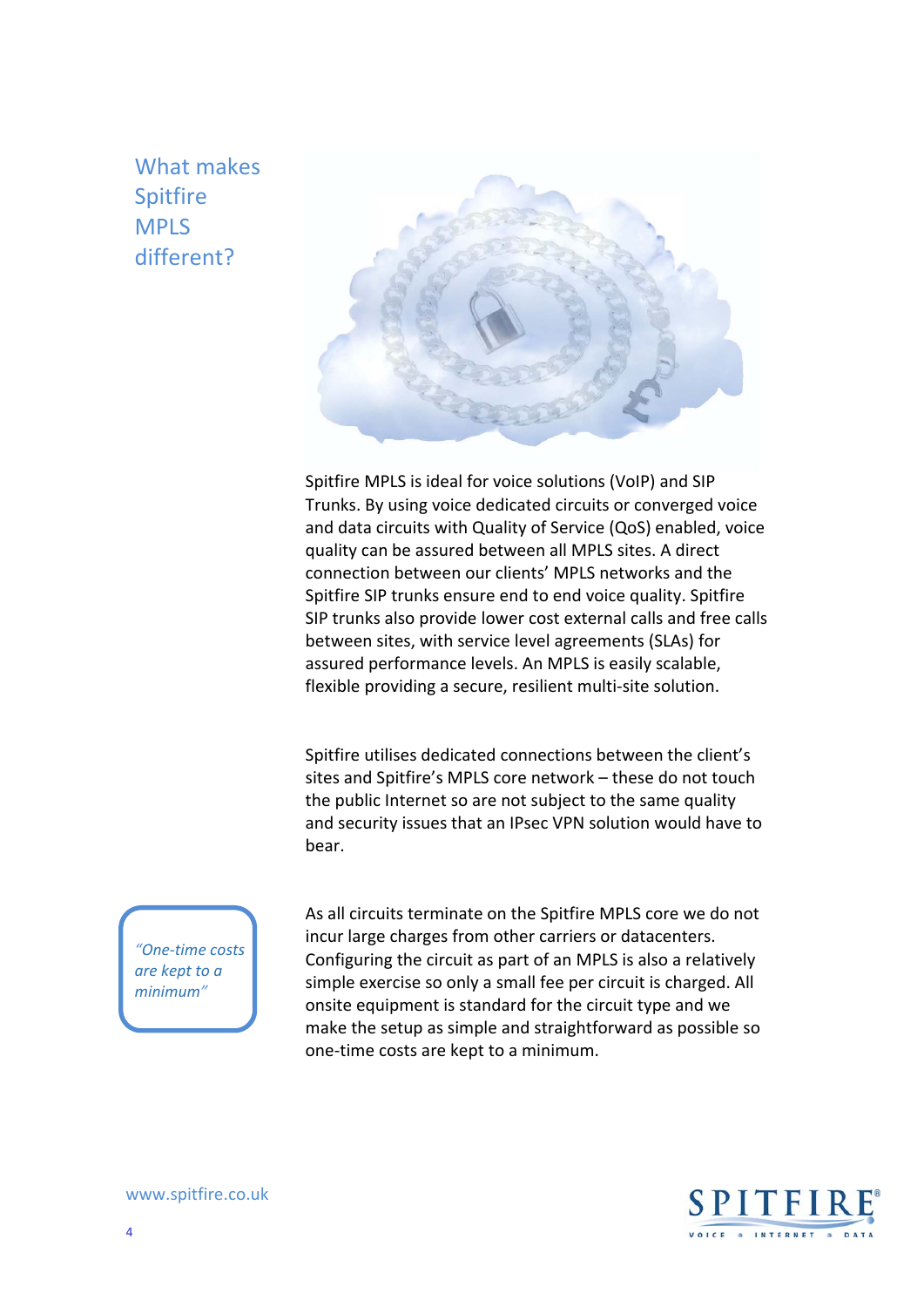# What makes Spitfire MPLS different?

Spitfire MPLS is ideal for voice solutions (VoIP) and SIP Trunks. By using voice dedicated circuits or converged voice and data circuits with Quality of Service (QoS) enabled, voice quality can be assured between all MPLS sites. A direct connection between our clients' MPLS networks and the Spitfire SIP trunks ensure end to end voice quality. Spitfire SIP trunks also provide lower cost external calls and free calls between sites, with service level agreements (SLAs) for assured performance levels. An MPLS is easily scalable, flexible providing a secure, resilient multi-site solution.

Spitfire utilises dedicated connections between the client's sites and Spitfire's MPLS core network – these do not touch the public Internet so are not subject to the same quality and security issues that an IPsec VPN solution would have to bear.

*"One-time costs are kept to a minimum"*

As all circuits terminate on the Spitfire MPLS core we do not incur large charges from other carriers or datacenters. Configuring the circuit as part of an MPLS is also a relatively simple exercise so only a small fee per circuit is charged. All onsite equipment is standard for the circuit type and we make the setup as simple and straightforward as possible so one-time costs are kept to a minimum.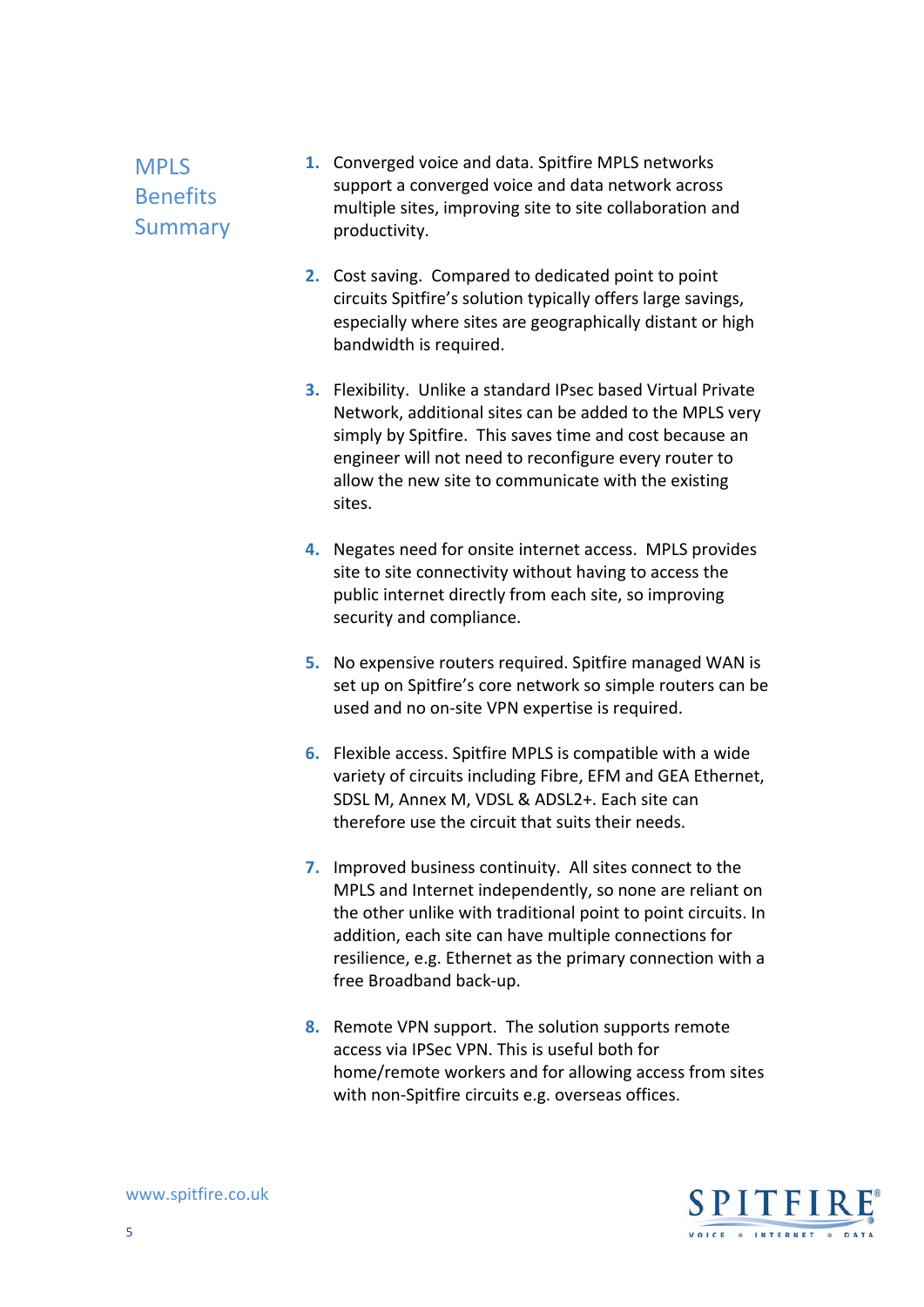## MPLS Benefits Summary

1. Converged voice and data. Spitfire MPLS networks support a converged voice and data network across multiple sites, improving site to site collaboration and productivity.

2. Cost saving. Compared to dedicated point to point circuits Spitfire's solution typically offers large savings, especially where sites are geographically distant or high bandwidth is required.

3. Flexibility. Unlike a standard IPsec based Virtual Private Network, additional sites can be added to the MPLS very simply by Spitfire. This saves time and cost because an engineer will not need to reconfigure every router to allow the new site to communicate with the existing sites.

4. Negates need for onsite internet access. MPLS provides site to site connectivity without having to access the public internet directly from each site, so improving security and compliance.

5. No expensive routers required. Spitfire managed WAN is set up on Spitfire's core network so simple routers can be used and no on-site VPN expertise is required.

6. Flexible access. Spitfire MPLS is compatible with a wide variety of circuits including Fibre, EFM and GEA Ethernet, SDSL M, Annex M, VDSL & ADSL2+. Each site can therefore use the circuit that suits their needs.

7. Improved business continuity. All sites connect to the MPLS and Internet independently, so none are reliant on the other unlike with traditional point to point circuits. In addition, each site can have multiple connections for resilience, e.g. Ethernet as the primary connection with a free Broadband back-up.

8. Remote VPN support. The solution supports remote access via IPSec VPN. This is useful both for home/remote workers and for allowing access from sites with non-Spitfire circuits e.g. overseas offices.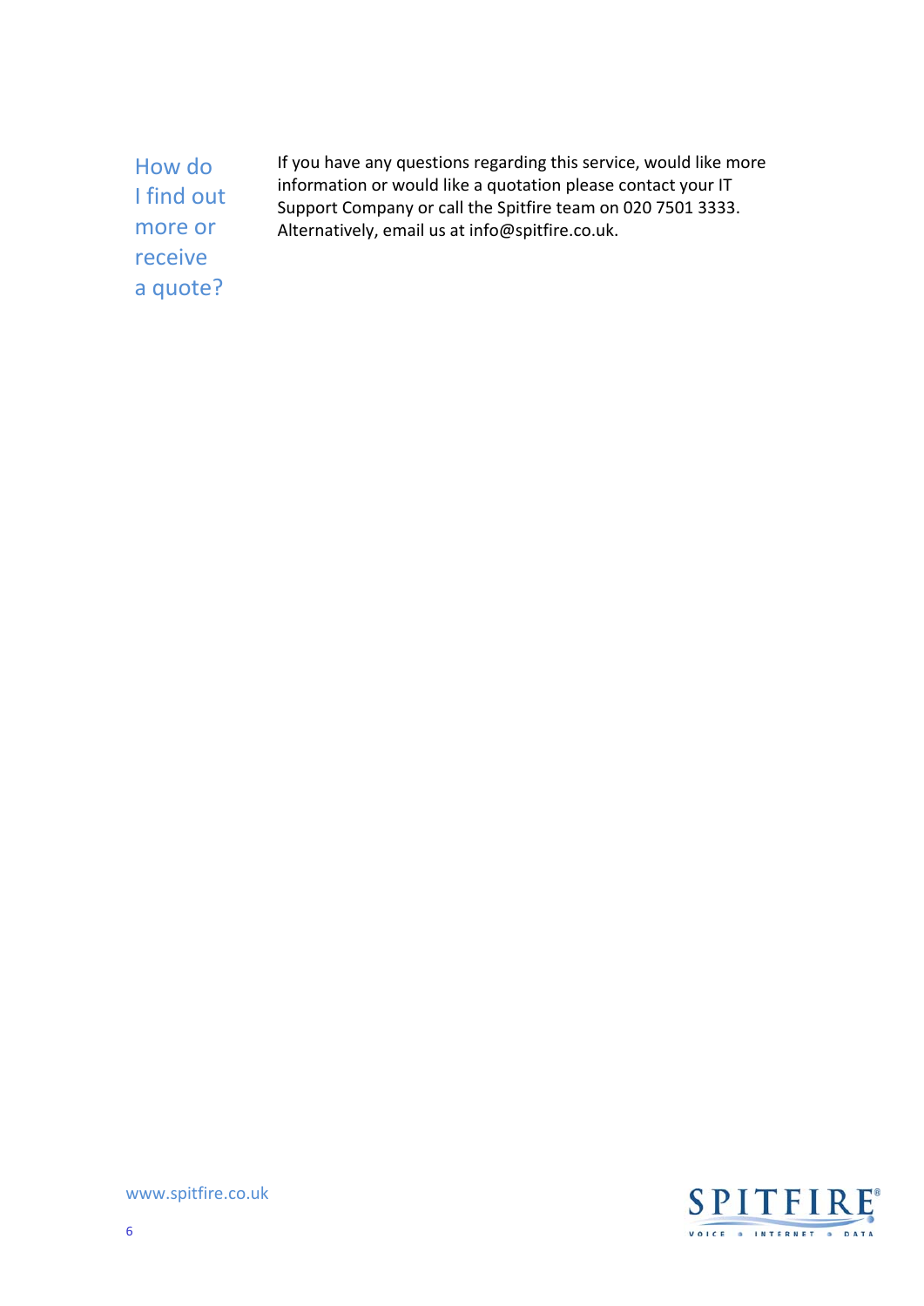## How do I find out more or receive a quote?

If you have any questions regarding this service, would like more information or would like a quotation please contact your IT Support Company or call the Spitfire team on 020 7501 3333. Alternatively, email us at info@spitfire.co.uk.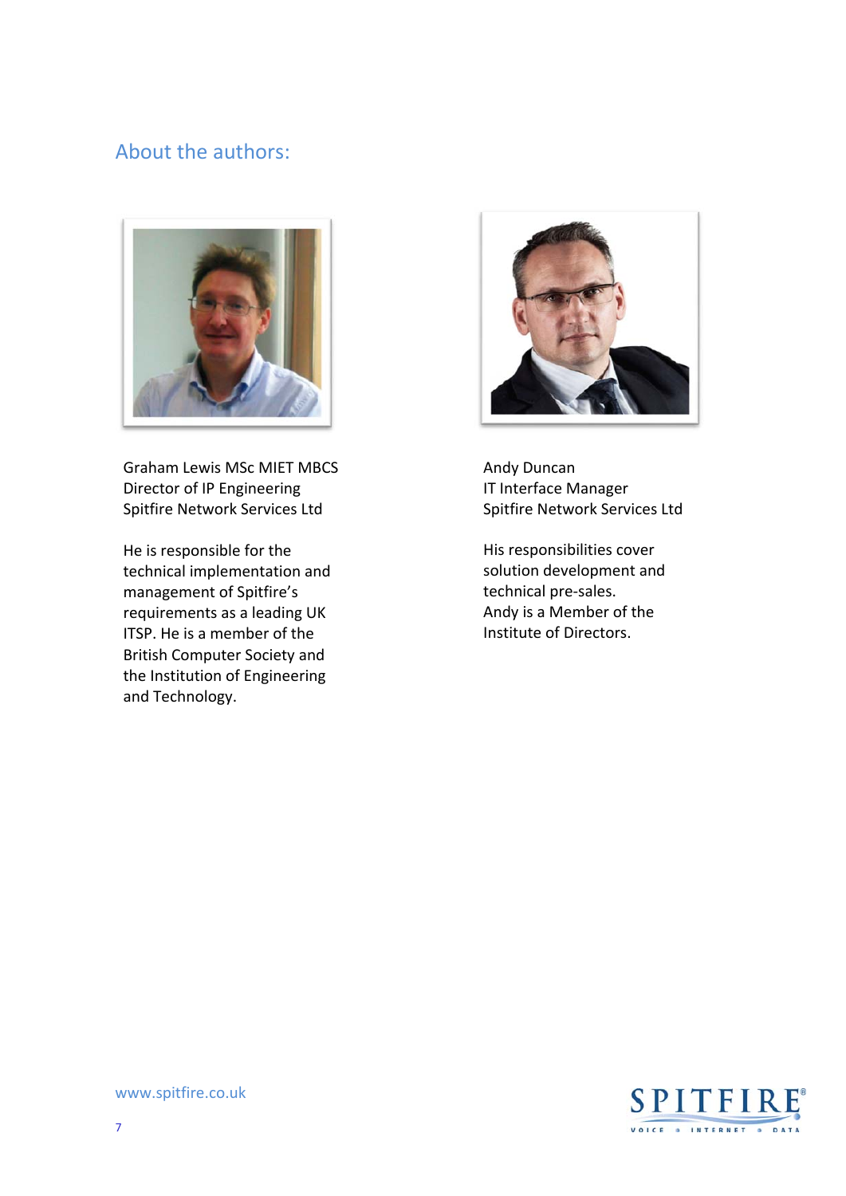## About the authors:

Graham Lewis MSc MIET MBCS
Director of IP Engineering
Spitfire Network Services Ltd

He is responsible for the technical implementation and management of Spitfire's requirements as a leading UK ITSP. He is a member of the British Computer Society and the Institution of Engineering and Technology.

Andy Duncan
IT Interface Manager
Spitfire Network Services Ltd

His responsibilities cover solution development and technical pre-sales.
Andy is a Member of the Institute of Directors.